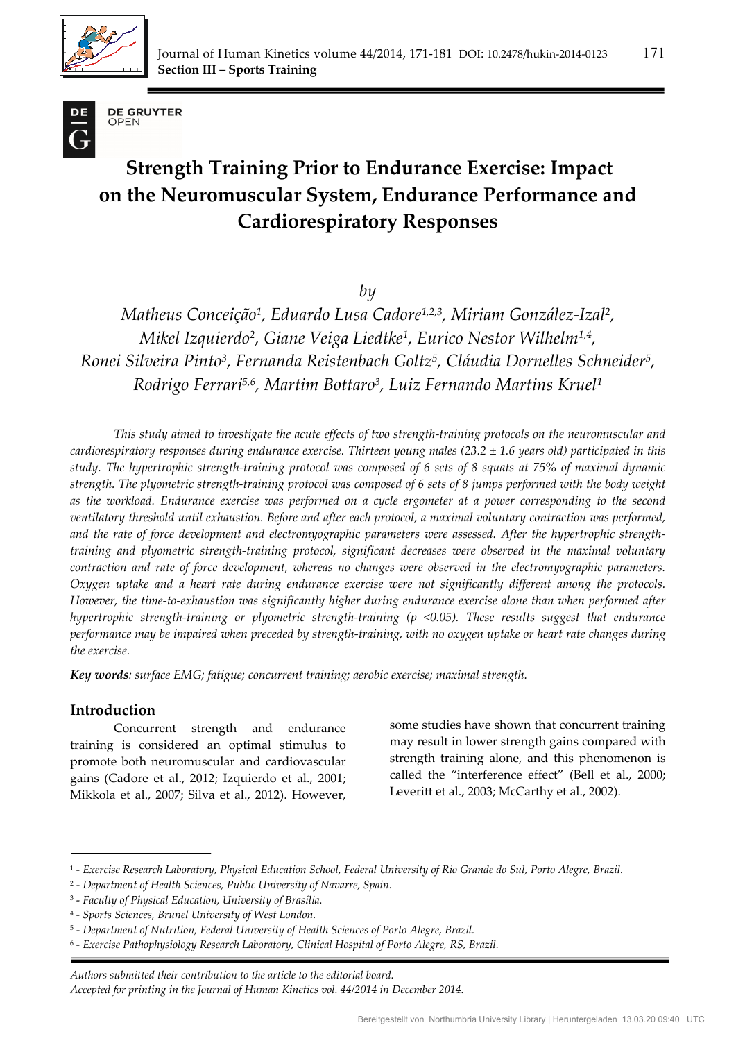# Strength Training Prior to Endurance Exercise: Impact on the Neuromuscular System, Endurance Performance and Cardiorespiratory Responses

*by*

*Matheus Conceição[1], Eduardo Lusa Cadore[1,2,3], Miriam González-Izal[2], Mikel Izquierdo[2], Giane Veiga Liedtke[1], Eurico Nestor Wilhelm[1,4], Ronei Silveira Pinto[3], Fernanda Reistenbach Goltz[5], Cláudia Dornelles Schneider[5], Rodrigo Ferrari[5,6], Martim Bottaro[3], Luiz Fernando Martins Kruel[1]*

*This study aimed to investigate the acute effects of two strength-training protocols on the neuromuscular and cardiorespiratory responses during endurance exercise. Thirteen young males (23.2 ± 1.6 years old) participated in this study. The hypertrophic strength-training protocol was composed of 6 sets of 8 squats at 75% of maximal dynamic strength. The plyometric strength-training protocol was composed of 6 sets of 8 jumps performed with the body weight as the workload. Endurance exercise was performed on a cycle ergometer at a power corresponding to the second ventilatory threshold until exhaustion. Before and after each protocol, a maximal voluntary contraction was performed, and the rate of force development and electromyographic parameters were assessed. After the hypertrophic strength-training and plyometric strength-training protocol, significant decreases were observed in the maximal voluntary contraction and rate of force development, whereas no changes were observed in the electromyographic parameters. Oxygen uptake and a heart rate during endurance exercise were not significantly different among the protocols. However, the time-to-exhaustion was significantly higher during endurance exercise alone than when performed after hypertrophic strength-training or plyometric strength-training ($p < 0.05$). These results suggest that endurance performance may be impaired when preceded by strength-training, with no oxygen uptake or heart rate changes during the exercise.*

***Key words**: surface EMG; fatigue; concurrent training; aerobic exercise; maximal strength.*

## Introduction

Concurrent strength and endurance training is considered an optimal stimulus to promote both neuromuscular and cardiovascular gains (Cadore et al., 2012; Izquierdo et al., 2001; Mikkola et al., 2007; Silva et al., 2012). However, some studies have shown that concurrent training may result in lower strength gains compared with strength training alone, and this phenomenon is called the "interference effect" (Bell et al., 2000; Leveritt et al., 2003; McCarthy et al., 2002).

---

[1] - *Exercise Research Laboratory, Physical Education School, Federal University of Rio Grande do Sul, Porto Alegre, Brazil.*
[2] - *Department of Health Sciences, Public University of Navarre, Spain.*
[3] - *Faculty of Physical Education, University of Brasília.*
[4] - *Sports Sciences, Brunel University of West London.*
[5] - *Department of Nutrition, Federal University of Health Sciences of Porto Alegre, Brazil.*
[6] - *Exercise Pathophysiology Research Laboratory, Clinical Hospital of Porto Alegre, RS, Brazil.*

*Authors submitted their contribution to the article to the editorial board.*
*Accepted for printing in the Journal of Human Kinetics vol. 44/2014 in December 2014.*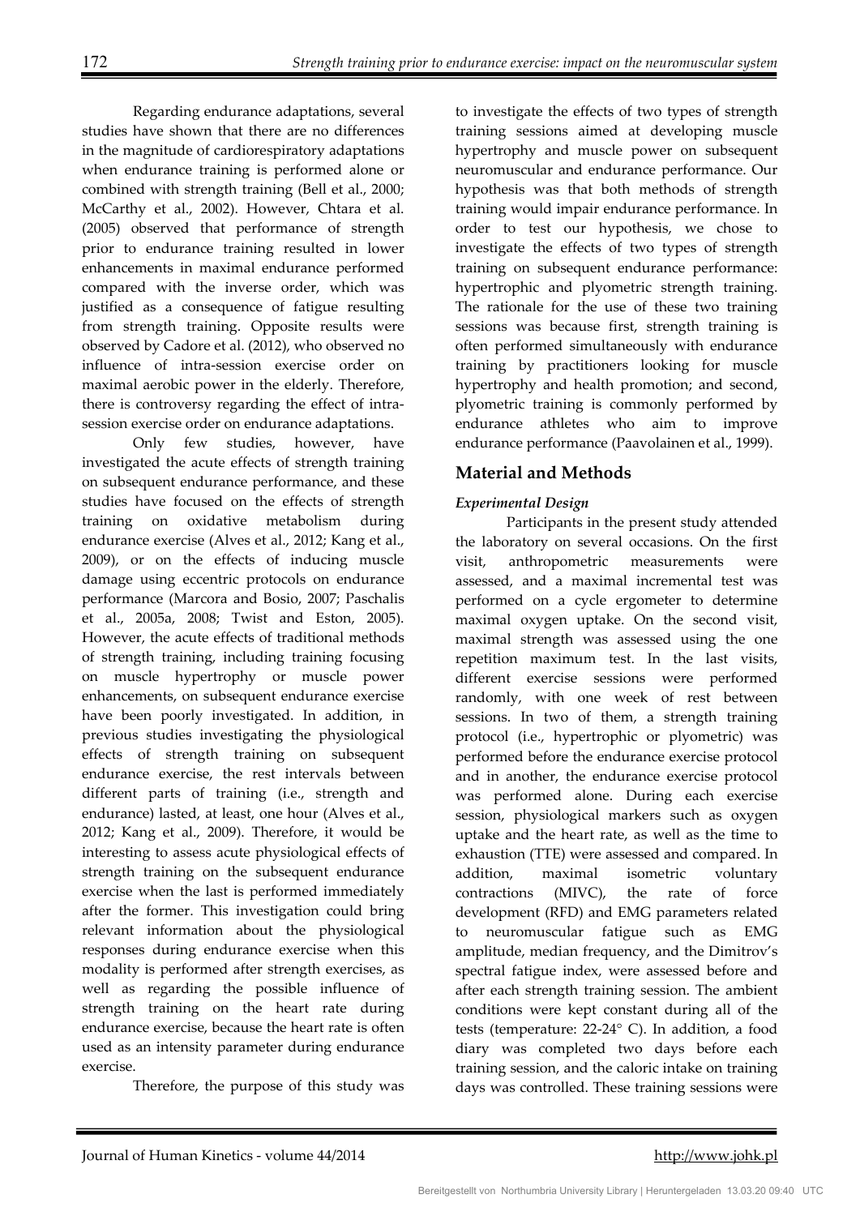Regarding endurance adaptations, several studies have shown that there are no differences in the magnitude of cardiorespiratory adaptations when endurance training is performed alone or combined with strength training (Bell et al., 2000; McCarthy et al., 2002). However, Chtara et al. (2005) observed that performance of strength prior to endurance training resulted in lower enhancements in maximal endurance performed compared with the inverse order, which was justified as a consequence of fatigue resulting from strength training. Opposite results were observed by Cadore et al. (2012), who observed no influence of intra-session exercise order on maximal aerobic power in the elderly. Therefore, there is controversy regarding the effect of intra-session exercise order on endurance adaptations.

Only few studies, however, have investigated the acute effects of strength training on subsequent endurance performance, and these studies have focused on the effects of strength training on oxidative metabolism during endurance exercise (Alves et al., 2012; Kang et al., 2009), or on the effects of inducing muscle damage using eccentric protocols on endurance performance (Marcora and Bosio, 2007; Paschalis et al., 2005a, 2008; Twist and Eston, 2005). However, the acute effects of traditional methods of strength training, including training focusing on muscle hypertrophy or muscle power enhancements, on subsequent endurance exercise have been poorly investigated. In addition, in previous studies investigating the physiological effects of strength training on subsequent endurance exercise, the rest intervals between different parts of training (i.e., strength and endurance) lasted, at least, one hour (Alves et al., 2012; Kang et al., 2009). Therefore, it would be interesting to assess acute physiological effects of strength training on the subsequent endurance exercise when the last is performed immediately after the former. This investigation could bring relevant information about the physiological responses during endurance exercise when this modality is performed after strength exercises, as well as regarding the possible influence of strength training on the heart rate during endurance exercise, because the heart rate is often used as an intensity parameter during endurance exercise.

Therefore, the purpose of this study was to investigate the effects of two types of strength training sessions aimed at developing muscle hypertrophy and muscle power on subsequent neuromuscular and endurance performance. Our hypothesis was that both methods of strength training would impair endurance performance. In order to test our hypothesis, we chose to investigate the effects of two types of strength training on subsequent endurance performance: hypertrophic and plyometric strength training. The rationale for the use of these two training sessions was because first, strength training is often performed simultaneously with endurance training by practitioners looking for muscle hypertrophy and health promotion; and second, plyometric training is commonly performed by endurance athletes who aim to improve endurance performance (Paavolainen et al., 1999).

## Material and Methods

### *Experimental Design*

Participants in the present study attended the laboratory on several occasions. On the first visit, anthropometric measurements were assessed, and a maximal incremental test was performed on a cycle ergometer to determine maximal oxygen uptake. On the second visit, maximal strength was assessed using the one repetition maximum test. In the last visits, different exercise sessions were performed randomly, with one week of rest between sessions. In two of them, a strength training protocol (i.e., hypertrophic or plyometric) was performed before the endurance exercise protocol and in another, the endurance exercise protocol was performed alone. During each exercise session, physiological markers such as oxygen uptake and the heart rate, as well as the time to exhaustion (TTE) were assessed and compared. In addition, maximal isometric voluntary contractions (MIVC), the rate of force development (RFD) and EMG parameters related to neuromuscular fatigue such as EMG amplitude, median frequency, and the Dimitrov's spectral fatigue index, were assessed before and after each strength training session. The ambient conditions were kept constant during all of the tests (temperature: 22-24° C). In addition, a food diary was completed two days before each training session, and the caloric intake on training days was controlled. These training sessions were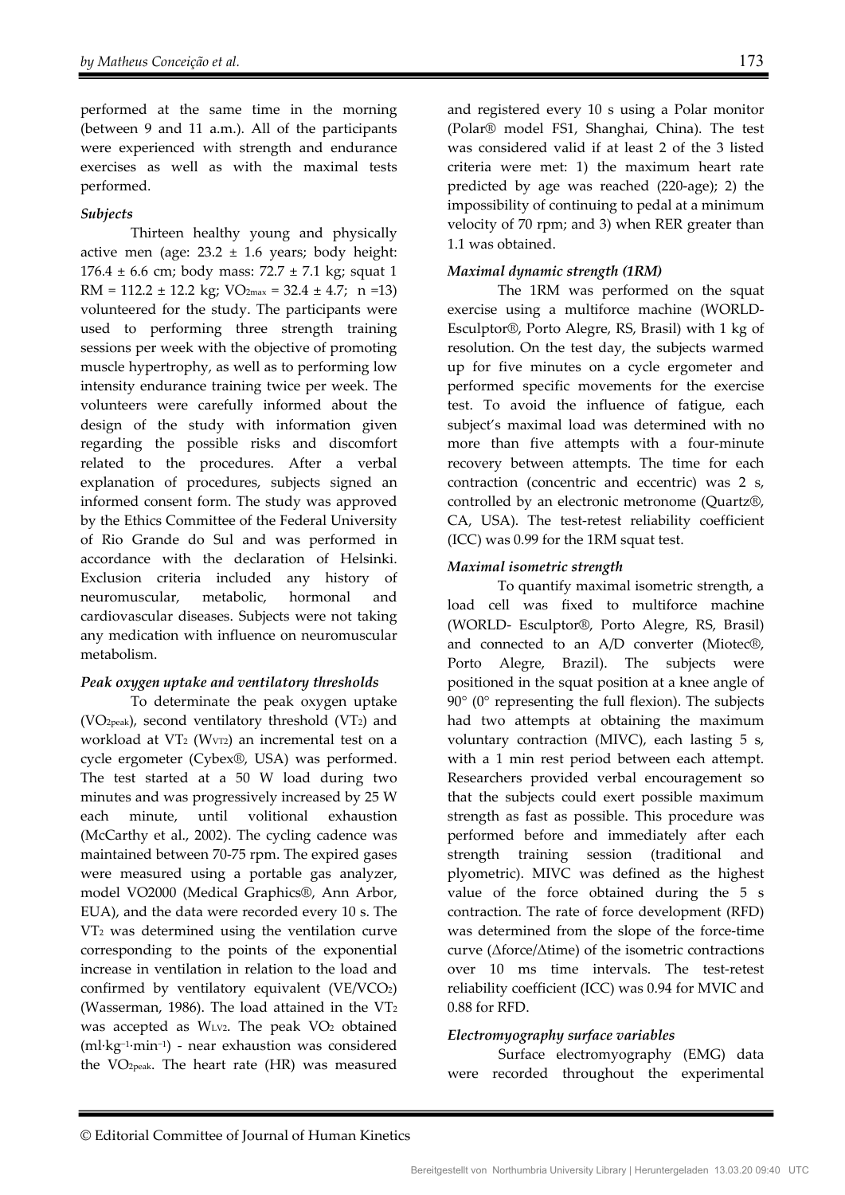performed at the same time in the morning (between 9 and 11 a.m.). All of the participants were experienced with strength and endurance exercises as well as with the maximal tests performed.

### *Subjects*

Thirteen healthy young and physically active men (age: 23.2 ± 1.6 years; body height: 176.4 ± 6.6 cm; body mass: 72.7 ± 7.1 kg; squat 1 RM = 112.2 ± 12.2 kg; $VO_{2max}$ = 32.4 ± 4.7; n =13) volunteered for the study. The participants were used to performing three strength training sessions per week with the objective of promoting muscle hypertrophy, as well as to performing low intensity endurance training twice per week. The volunteers were carefully informed about the design of the study with information given regarding the possible risks and discomfort related to the procedures. After a verbal explanation of procedures, subjects signed an informed consent form. The study was approved by the Ethics Committee of the Federal University of Rio Grande do Sul and was performed in accordance with the declaration of Helsinki. Exclusion criteria included any history of neuromuscular, metabolic, hormonal and cardiovascular diseases. Subjects were not taking any medication with influence on neuromuscular metabolism.

### *Peak oxygen uptake and ventilatory thresholds*

To determinate the peak oxygen uptake ($VO_{2peak}$), second ventilatory threshold ($VT_2$) and workload at $VT_2$ ($W_{VT2}$) an incremental test on a cycle ergometer (Cybex®, USA) was performed. The test started at a 50 W load during two minutes and was progressively increased by 25 W each minute, until volitional exhaustion (McCarthy et al., 2002). The cycling cadence was maintained between 70-75 rpm. The expired gases were measured using a portable gas analyzer, model VO2000 (Medical Graphics®, Ann Arbor, EUA), and the data were recorded every 10 s. The $VT_2$ was determined using the ventilation curve corresponding to the points of the exponential increase in ventilation in relation to the load and confirmed by ventilatory equivalent ($VE/VCO_2$) (Wasserman, 1986). The load attained in the $VT_2$ was accepted as $W_{LV2}$. The peak $VO_2$ obtained ($ml \cdot kg^{-1} \cdot min^{-1}$) - near exhaustion was considered the $VO_{2peak}$. The heart rate (HR) was measured and registered every 10 s using a Polar monitor (Polar® model FS1, Shanghai, China). The test was considered valid if at least 2 of the 3 listed criteria were met: 1) the maximum heart rate predicted by age was reached (220-age); 2) the impossibility of continuing to pedal at a minimum velocity of 70 rpm; and 3) when RER greater than 1.1 was obtained.

### *Maximal dynamic strength (1RM)*

The 1RM was performed on the squat exercise using a multiforce machine (WORLD-Esculptor®, Porto Alegre, RS, Brasil) with 1 kg of resolution. On the test day, the subjects warmed up for five minutes on a cycle ergometer and performed specific movements for the exercise test. To avoid the influence of fatigue, each subject's maximal load was determined with no more than five attempts with a four-minute recovery between attempts. The time for each contraction (concentric and eccentric) was 2 s, controlled by an electronic metronome (Quartz®, CA, USA). The test-retest reliability coefficient (ICC) was 0.99 for the 1RM squat test.

### *Maximal isometric strength*

To quantify maximal isometric strength, a load cell was fixed to multiforce machine (WORLD- Esculptor®, Porto Alegre, RS, Brasil) and connected to an A/D converter (Miotec®, Porto Alegre, Brazil). The subjects were positioned in the squat position at a knee angle of 90° (0° representing the full flexion). The subjects had two attempts at obtaining the maximum voluntary contraction (MIVC), each lasting 5 s, with a 1 min rest period between each attempt. Researchers provided verbal encouragement so that the subjects could exert possible maximum strength as fast as possible. This procedure was performed before and immediately after each strength training session (traditional and plyometric). MIVC was defined as the highest value of the force obtained during the 5 s contraction. The rate of force development (RFD) was determined from the slope of the force-time curve ($\Delta$force/$\Delta$time) of the isometric contractions over 10 ms time intervals. The test-retest reliability coefficient (ICC) was 0.94 for MVIC and 0.88 for RFD.

### *Electromyography surface variables*

Surface electromyography (EMG) data were recorded throughout the experimental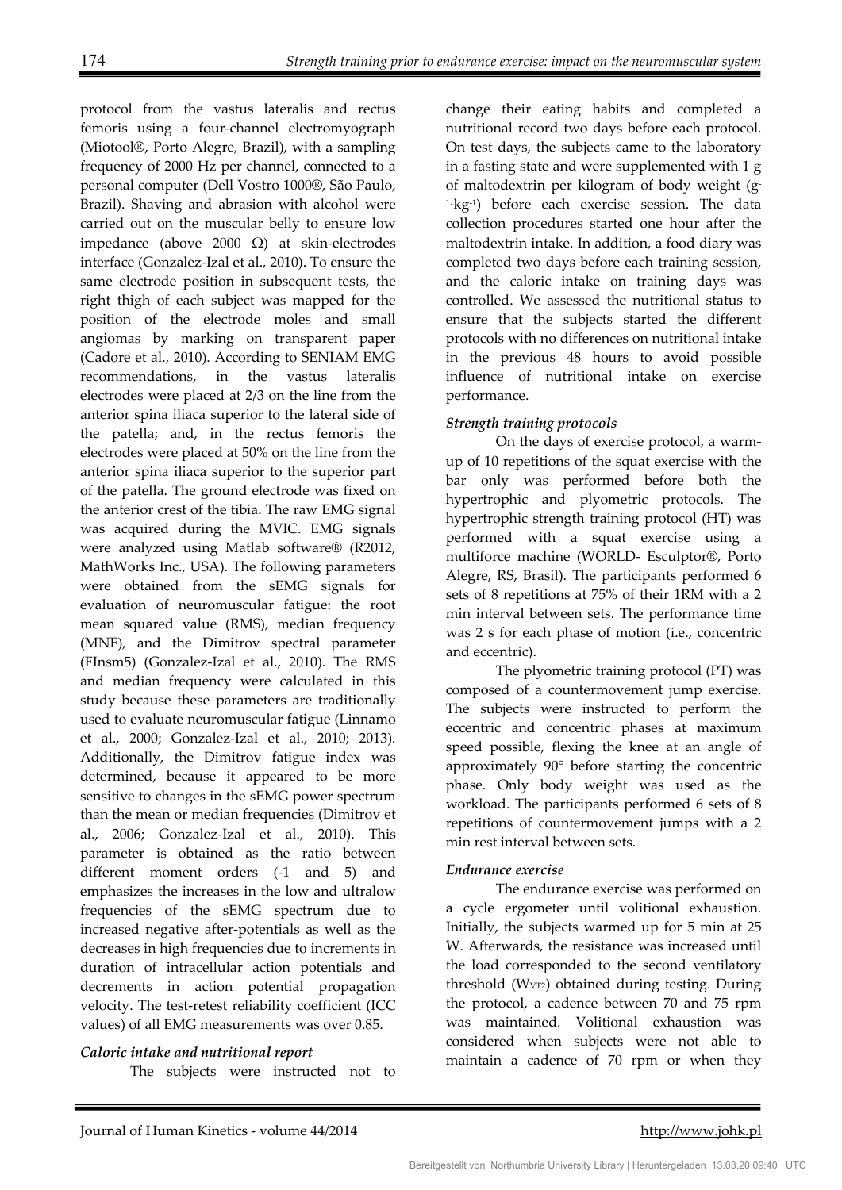protocol from the vastus lateralis and rectus femoris using a four-channel electromyograph (Miotool®, Porto Alegre, Brazil), with a sampling frequency of 2000 Hz per channel, connected to a personal computer (Dell Vostro 1000®, São Paulo, Brazil). Shaving and abrasion with alcohol were carried out on the muscular belly to ensure low impedance (above 2000 Ω) at skin-electrodes interface (Gonzalez-Izal et al., 2010). To ensure the same electrode position in subsequent tests, the right thigh of each subject was mapped for the position of the electrode moles and small angiomas by marking on transparent paper (Cadore et al., 2010). According to SENIAM EMG recommendations, in the vastus lateralis electrodes were placed at 2/3 on the line from the anterior spina iliaca superior to the lateral side of the patella; and, in the rectus femoris the electrodes were placed at 50% on the line from the anterior spina iliaca superior to the superior part of the patella. The ground electrode was fixed on the anterior crest of the tibia. The raw EMG signal was acquired during the MVIC. EMG signals were analyzed using Matlab software® (R2012, MathWorks Inc., USA). The following parameters were obtained from the sEMG signals for evaluation of neuromuscular fatigue: the root mean squared value (RMS), median frequency (MNF), and the Dimitrov spectral parameter (FInsm5) (Gonzalez-Izal et al., 2010). The RMS and median frequency were calculated in this study because these parameters are traditionally used to evaluate neuromuscular fatigue (Linnamo et al., 2000; Gonzalez-Izal et al., 2010; 2013). Additionally, the Dimitrov fatigue index was determined, because it appeared to be more sensitive to changes in the sEMG power spectrum than the mean or median frequencies (Dimitrov et al., 2006; Gonzalez-Izal et al., 2010). This parameter is obtained as the ratio between different moment orders (-1 and 5) and emphasizes the increases in the low and ultralow frequencies of the sEMG spectrum due to increased negative after-potentials as well as the decreases in high frequencies due to increments in duration of intracellular action potentials and decrements in action potential propagation velocity. The test-retest reliability coefficient (ICC values) of all EMG measurements was over 0.85.

### *Caloric intake and nutritional report*

The subjects were instructed not to change their eating habits and completed a nutritional record two days before each protocol. On test days, the subjects came to the laboratory in a fasting state and were supplemented with 1 g of maltodextrin per kilogram of body weight ($g^{-1} \cdot kg^{-1}$) before each exercise session. The data collection procedures started one hour after the maltodextrin intake. In addition, a food diary was completed two days before each training session, and the caloric intake on training days was controlled. We assessed the nutritional status to ensure that the subjects started the different protocols with no differences on nutritional intake in the previous 48 hours to avoid possible influence of nutritional intake on exercise performance.

### *Strength training protocols*

On the days of exercise protocol, a warm-up of 10 repetitions of the squat exercise with the bar only was performed before both the hypertrophic and plyometric protocols. The hypertrophic strength training protocol (HT) was performed with a squat exercise using a multiforce machine (WORLD- Esculptor®, Porto Alegre, RS, Brasil). The participants performed 6 sets of 8 repetitions at 75% of their 1RM with a 2 min interval between sets. The performance time was 2 s for each phase of motion (i.e., concentric and eccentric).

The plyometric training protocol (PT) was composed of a countermovement jump exercise. The subjects were instructed to perform the eccentric and concentric phases at maximum speed possible, flexing the knee at an angle of approximately 90° before starting the concentric phase. Only body weight was used as the workload. The participants performed 6 sets of 8 repetitions of countermovement jumps with a 2 min rest interval between sets.

### *Endurance exercise*

The endurance exercise was performed on a cycle ergometer until volitional exhaustion. Initially, the subjects warmed up for 5 min at 25 W. Afterwards, the resistance was increased until the load corresponded to the second ventilatory threshold ($W_{VT2}$) obtained during testing. During the protocol, a cadence between 70 and 75 rpm was maintained. Volitional exhaustion was considered when subjects were not able to maintain a cadence of 70 rpm or when they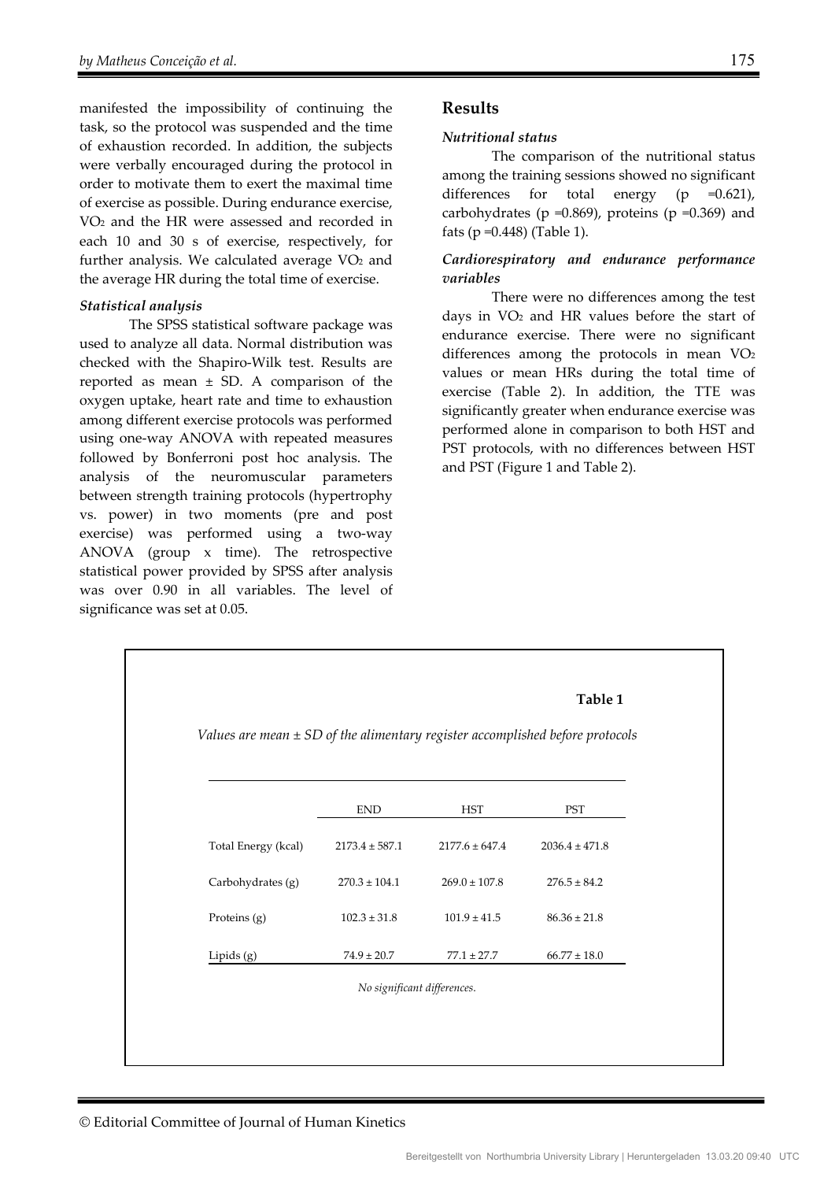manifested the impossibility of continuing the task, so the protocol was suspended and the time of exhaustion recorded. In addition, the subjects were verbally encouraged during the protocol in order to motivate them to exert the maximal time of exercise as possible. During endurance exercise, $VO_2$ and the HR were assessed and recorded in each 10 and 30 s of exercise, respectively, for further analysis. We calculated average $VO_2$ and the average HR during the total time of exercise.

### *Statistical analysis*

The SPSS statistical software package was used to analyze all data. Normal distribution was checked with the Shapiro-Wilk test. Results are reported as mean ± SD. A comparison of the oxygen uptake, heart rate and time to exhaustion among different exercise protocols was performed using one-way ANOVA with repeated measures followed by Bonferroni post hoc analysis. The analysis of the neuromuscular parameters between strength training protocols (hypertrophy vs. power) in two moments (pre and post exercise) was performed using a two-way ANOVA (group x time). The retrospective statistical power provided by SPSS after analysis was over 0.90 in all variables. The level of significance was set at 0.05.

## Results

### *Nutritional status*

The comparison of the nutritional status among the training sessions showed no significant differences for total energy ($p$ =0.621), carbohydrates ($p$ =0.869), proteins ($p$ =0.369) and fats ($p$ =0.448) (Table 1).

### *Cardiorespiratory and endurance performance variables*

There were no differences among the test days in $VO_2$ and HR values before the start of endurance exercise. There were no significant differences among the protocols in mean $VO_2$ values or mean HRs during the total time of exercise (Table 2). In addition, the TTE was significantly greater when endurance exercise was performed alone in comparison to both HST and PST protocols, with no differences between HST and PST (Figure 1 and Table 2).

**Table 1**

*Values are mean ± SD of the alimentary register accomplished before protocols*

| | END | HST | PST |
|---|---|---|---|
| Total Energy (kcal) | 2173.4 ± 587.1 | 2177.6 ± 647.4 | 2036.4 ± 471.8 |
| Carbohydrates (g) | 270.3 ± 104.1 | 269.0 ± 107.8 | 276.5 ± 84.2 |
| Proteins (g) | 102.3 ± 31.8 | 101.9 ± 41.5 | 86.36 ± 21.8 |
| Lipids (g) | 74.9 ± 20.7 | 77.1 ± 27.7 | 66.77 ± 18.0 |

*No significant differences.*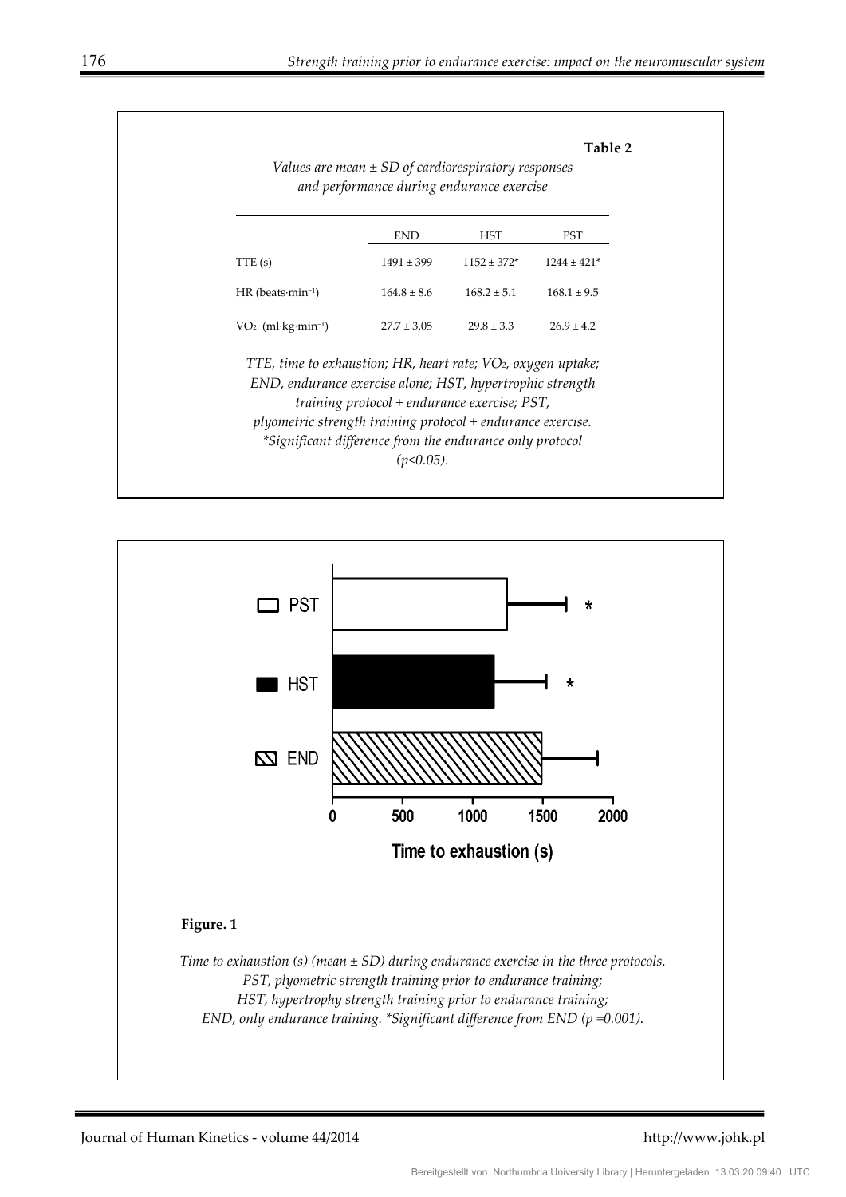**Table 2**

*Values are mean ± SD of cardiorespiratory responses and performance during endurance exercise*

| | END | HST | PST |
|---|---|---|---|
| TTE (s) | 1491 ± 399 | 1152 ± 372* | 1244 ± 421* |
| HR (beats·min$^{-1}$) | 164.8 ± 8.6 | 168.2 ± 5.1 | 168.1 ± 9.5 |
| $VO_2$ (ml·kg·min$^{-1}$) | 27.7 ± 3.05 | 29.8 ± 3.3 | 26.9 ± 4.2 |

*TTE, time to exhaustion; HR, heart rate; $VO_2$, oxygen uptake; END, endurance exercise alone; HST, hypertrophic strength training protocol + endurance exercise; PST, plyometric strength training protocol + endurance exercise. \*Significant difference from the endurance only protocol ($p<0.05$).*

**Figure. 1**

*Time to exhaustion (s) (mean ± SD) during endurance exercise in the three protocols. PST, plyometric strength training prior to endurance training; HST, hypertrophy strength training prior to endurance training; END, only endurance training. \*Significant difference from END ($p = 0.001$).*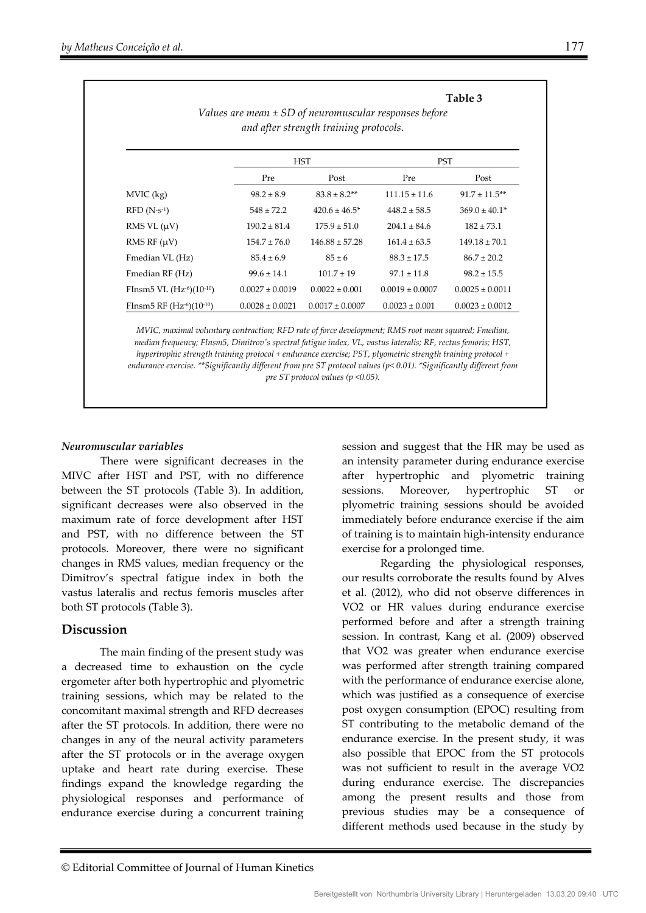**Table 3**

*Values are mean ± SD of neuromuscular responses before and after strength training protocols.*

| | HST | | PST | |
|---|---|---|---|---|
| | Pre | Post | Pre | Post |
| MVIC (kg) | 98.2 ± 8.9 | 83.8 ± 8.2** | 111.15 ± 11.6 | 91.7 ± 11.5** |
| RFD ($N \cdot s^{-1}$) | 548 ± 72.2 | 420.6 ± 46.5* | 448.2 ± 58.5 | 369.0 ± 40.1* |
| RMS VL (μV) | 190.2 ± 81.4 | 175.9 ± 51.0 | 204.1 ± 84.6 | 182 ± 73.1 |
| RMS RF (μV) | 154.7 ± 76.0 | 146.88 ± 57.28 | 161.4 ± 63.5 | 149.18 ± 70.1 |
| Fmedian VL (Hz) | 85.4 ± 6.9 | 85 ± 6 | 88.3 ± 17.5 | 86.7 ± 20.2 |
| Fmedian RF (Hz) | 99.6 ± 14.1 | 101.7 ± 19 | 97.1 ± 11.8 | 98.2 ± 15.5 |
| FInsm5 VL ($Hz^{-6}$)($10^{-10}$) | 0.0027 ± 0.0019 | 0.0022 ± 0.001 | 0.0019 ± 0.0007 | 0.0025 ± 0.0011 |
| FInsm5 RF ($Hz^{-6}$)($10^{-10}$) | 0.0028 ± 0.0021 | 0.0017 ± 0.0007 | 0.0023 ± 0.001 | 0.0023 ± 0.0012 |

*MVIC, maximal voluntary contraction; RFD rate of force development; RMS root mean squared; Fmedian, median frequency; FInsm5, Dimitrov's spectral fatigue index, VL, vastus lateralis; RF, rectus femoris; HST, hypertrophic strength training protocol + endurance exercise; PST, plyometric strength training protocol + endurance exercise. **Significantly different from pre ST protocol values (p< 0.01). *Significantly different from pre ST protocol values (p <0.05).*

***Neuromuscular variables***

There were significant decreases in the MIVC after HST and PST, with no difference between the ST protocols (Table 3). In addition, significant decreases were also observed in the maximum rate of force development after HST and PST, with no difference between the ST protocols. Moreover, there were no significant changes in RMS values, median frequency or the Dimitrov's spectral fatigue index in both the vastus lateralis and rectus femoris muscles after both ST protocols (Table 3).

## Discussion

The main finding of the present study was a decreased time to exhaustion on the cycle ergometer after both hypertrophic and plyometric training sessions, which may be related to the concomitant maximal strength and RFD decreases after the ST protocols. In addition, there were no changes in any of the neural activity parameters after the ST protocols or in the average oxygen uptake and heart rate during exercise. These findings expand the knowledge regarding the physiological responses and performance of endurance exercise during a concurrent training session and suggest that the HR may be used as an intensity parameter during endurance exercise after hypertrophic and plyometric training sessions. Moreover, hypertrophic ST or plyometric training sessions should be avoided immediately before endurance exercise if the aim of training is to maintain high-intensity endurance exercise for a prolonged time.

Regarding the physiological responses, our results corroborate the results found by Alves et al. (2012), who did not observe differences in VO2 or HR values during endurance exercise performed before and after a strength training session. In contrast, Kang et al. (2009) observed that VO2 was greater when endurance exercise was performed after strength training compared with the performance of endurance exercise alone, which was justified as a consequence of exercise post oxygen consumption (EPOC) resulting from ST contributing to the metabolic demand of the endurance exercise. In the present study, it was also possible that EPOC from the ST protocols was not sufficient to result in the average VO2 during endurance exercise. The discrepancies among the present results and those from previous studies may be a consequence of different methods used because in the study by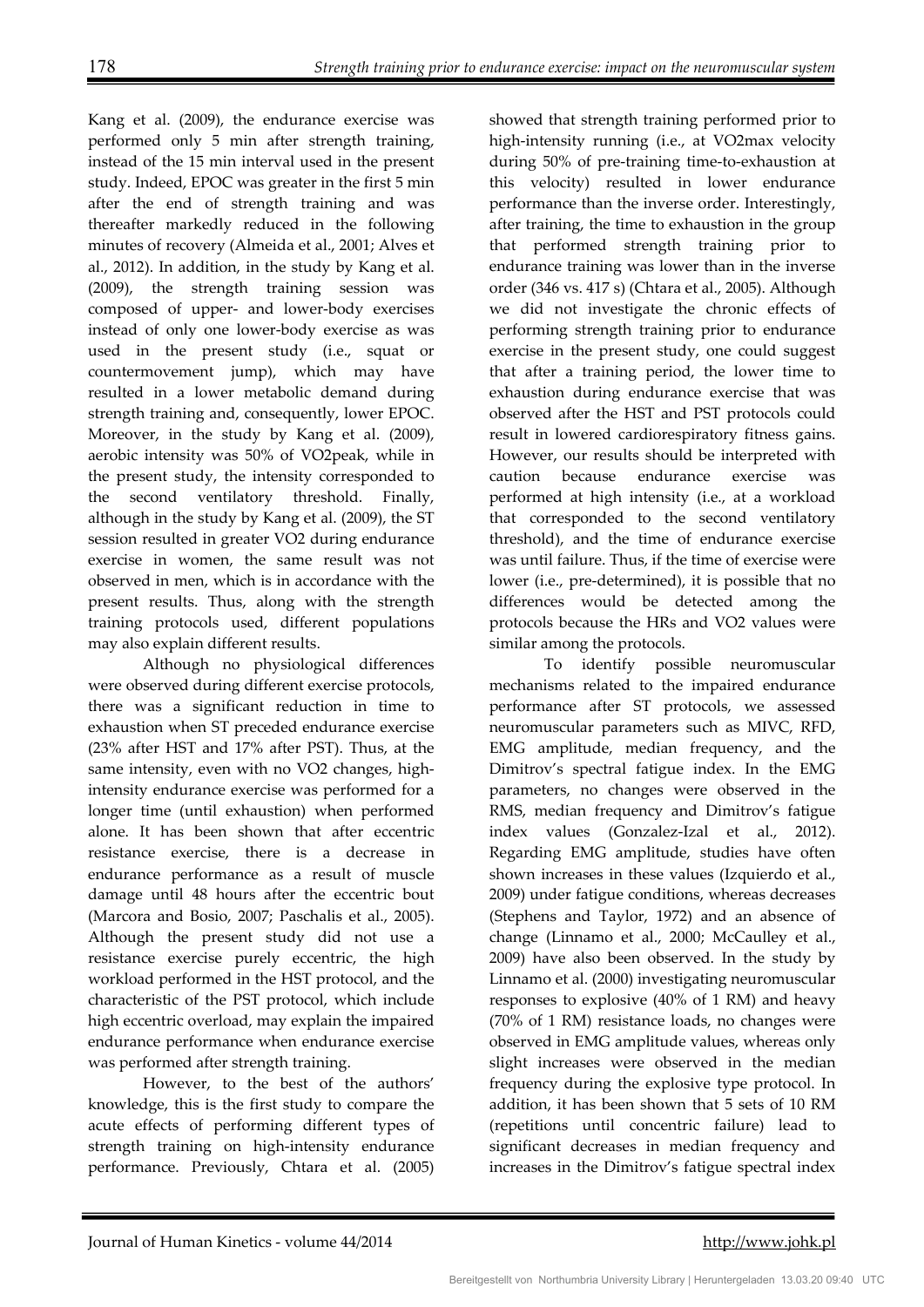Kang et al. (2009), the endurance exercise was performed only 5 min after strength training, instead of the 15 min interval used in the present study. Indeed, EPOC was greater in the first 5 min after the end of strength training and was thereafter markedly reduced in the following minutes of recovery (Almeida et al., 2001; Alves et al., 2012). In addition, in the study by Kang et al. (2009), the strength training session was composed of upper- and lower-body exercises instead of only one lower-body exercise as was used in the present study (i.e., squat or countermovement jump), which may have resulted in a lower metabolic demand during strength training and, consequently, lower EPOC. Moreover, in the study by Kang et al. (2009), aerobic intensity was 50% of VO2peak, while in the present study, the intensity corresponded to the second ventilatory threshold. Finally, although in the study by Kang et al. (2009), the ST session resulted in greater VO2 during endurance exercise in women, the same result was not observed in men, which is in accordance with the present results. Thus, along with the strength training protocols used, different populations may also explain different results.

Although no physiological differences were observed during different exercise protocols, there was a significant reduction in time to exhaustion when ST preceded endurance exercise (23% after HST and 17% after PST). Thus, at the same intensity, even with no VO2 changes, high-intensity endurance exercise was performed for a longer time (until exhaustion) when performed alone. It has been shown that after eccentric resistance exercise, there is a decrease in endurance performance as a result of muscle damage until 48 hours after the eccentric bout (Marcora and Bosio, 2007; Paschalis et al., 2005). Although the present study did not use a resistance exercise purely eccentric, the high workload performed in the HST protocol, and the characteristic of the PST protocol, which include high eccentric overload, may explain the impaired endurance performance when endurance exercise was performed after strength training.

However, to the best of the authors' knowledge, this is the first study to compare the acute effects of performing different types of strength training on high-intensity endurance performance. Previously, Chtara et al. (2005) showed that strength training performed prior to high-intensity running (i.e., at VO2max velocity during 50% of pre-training time-to-exhaustion at this velocity) resulted in lower endurance performance than the inverse order. Interestingly, after training, the time to exhaustion in the group that performed strength training prior to endurance training was lower than in the inverse order (346 vs. 417 s) (Chtara et al., 2005). Although we did not investigate the chronic effects of performing strength training prior to endurance exercise in the present study, one could suggest that after a training period, the lower time to exhaustion during endurance exercise that was observed after the HST and PST protocols could result in lowered cardiorespiratory fitness gains. However, our results should be interpreted with caution because endurance exercise was performed at high intensity (i.e., at a workload that corresponded to the second ventilatory threshold), and the time of endurance exercise was until failure. Thus, if the time of exercise were lower (i.e., pre-determined), it is possible that no differences would be detected among the protocols because the HRs and VO2 values were similar among the protocols.

To identify possible neuromuscular mechanisms related to the impaired endurance performance after ST protocols, we assessed neuromuscular parameters such as MIVC, RFD, EMG amplitude, median frequency, and the Dimitrov's spectral fatigue index. In the EMG parameters, no changes were observed in the RMS, median frequency and Dimitrov's fatigue index values (Gonzalez-Izal et al., 2012). Regarding EMG amplitude, studies have often shown increases in these values (Izquierdo et al., 2009) under fatigue conditions, whereas decreases (Stephens and Taylor, 1972) and an absence of change (Linnamo et al., 2000; McCaulley et al., 2009) have also been observed. In the study by Linnamo et al. (2000) investigating neuromuscular responses to explosive (40% of 1 RM) and heavy (70% of 1 RM) resistance loads, no changes were observed in EMG amplitude values, whereas only slight increases were observed in the median frequency during the explosive type protocol. In addition, it has been shown that 5 sets of 10 RM (repetitions until concentric failure) lead to significant decreases in median frequency and increases in the Dimitrov's fatigue spectral index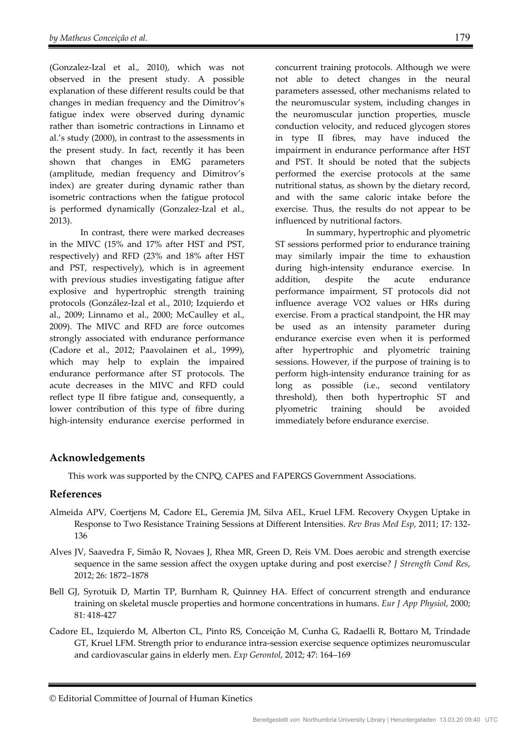(Gonzalez-Izal et al., 2010), which was not observed in the present study. A possible explanation of these different results could be that changes in median frequency and the Dimitrov's fatigue index were observed during dynamic rather than isometric contractions in Linnamo et al.'s study (2000), in contrast to the assessments in the present study. In fact, recently it has been shown that changes in EMG parameters (amplitude, median frequency and Dimitrov's index) are greater during dynamic rather than isometric contractions when the fatigue protocol is performed dynamically (Gonzalez-Izal et al., 2013).

In contrast, there were marked decreases in the MIVC (15% and 17% after HST and PST, respectively) and RFD (23% and 18% after HST and PST, respectively), which is in agreement with previous studies investigating fatigue after explosive and hypertrophic strength training protocols (González-Izal et al., 2010; Izquierdo et al., 2009; Linnamo et al., 2000; McCaulley et al., 2009). The MIVC and RFD are force outcomes strongly associated with endurance performance (Cadore et al., 2012; Paavolainen et al., 1999), which may help to explain the impaired endurance performance after ST protocols. The acute decreases in the MIVC and RFD could reflect type II fibre fatigue and, consequently, a lower contribution of this type of fibre during high-intensity endurance exercise performed in concurrent training protocols. Although we were not able to detect changes in the neural parameters assessed, other mechanisms related to the neuromuscular system, including changes in the neuromuscular junction properties, muscle conduction velocity, and reduced glycogen stores in type II fibres, may have induced the impairment in endurance performance after HST and PST. It should be noted that the subjects performed the exercise protocols at the same nutritional status, as shown by the dietary record, and with the same caloric intake before the exercise. Thus, the results do not appear to be influenced by nutritional factors.

In summary, hypertrophic and plyometric ST sessions performed prior to endurance training may similarly impair the time to exhaustion during high-intensity endurance exercise. In addition, despite the acute endurance performance impairment, ST protocols did not influence average VO2 values or HRs during exercise. From a practical standpoint, the HR may be used as an intensity parameter during endurance exercise even when it is performed after hypertrophic and plyometric training sessions. However, if the purpose of training is to perform high-intensity endurance training for as long as possible (i.e., second ventilatory threshold), then both hypertrophic ST and plyometric training should be avoided immediately before endurance exercise.

## Acknowledgements

This work was supported by the CNPQ, CAPES and FAPERGS Government Associations.

## References

Almeida APV, Coertjens M, Cadore EL, Geremia JM, Silva AEL, Kruel LFM. Recovery Oxygen Uptake in Response to Two Resistance Training Sessions at Different Intensities. *Rev Bras Med Esp*, 2011; 17: 132-136

Alves JV, Saavedra F, Simão R, Novaes J, Rhea MR, Green D, Reis VM. Does aerobic and strength exercise sequence in the same session affect the oxygen uptake during and post exercise? *J Strength Cond Res*, 2012; 26: 1872–1878

Bell GJ, Syrotuik D, Martin TP, Burnham R, Quinney HA. Effect of concurrent strength and endurance training on skeletal muscle properties and hormone concentrations in humans. *Eur J App Physiol*, 2000; 81: 418-427

Cadore EL, Izquierdo M, Alberton CL, Pinto RS, Conceição M, Cunha G, Radaelli R, Bottaro M, Trindade GT, Kruel LFM. Strength prior to endurance intra-session exercise sequence optimizes neuromuscular and cardiovascular gains in elderly men. *Exp Gerontol*, 2012; 47: 164–169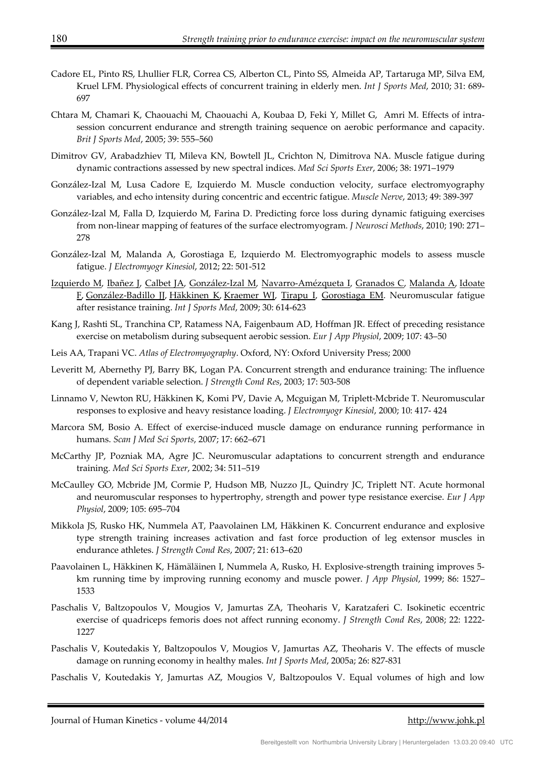Cadore EL, Pinto RS, Lhullier FLR, Correa CS, Alberton CL, Pinto SS, Almeida AP, Tartaruga MP, Silva EM, Kruel LFM. Physiological effects of concurrent training in elderly men. *Int J Sports Med*, 2010; 31: 689-697

Chtara M, Chamari K, Chaouachi M, Chaouachi A, Koubaa D, Feki Y, Millet G, Amri M. Effects of intra-session concurrent endurance and strength training sequence on aerobic performance and capacity. *Brit J Sports Med*, 2005; 39: 555–560

Dimitrov GV, Arabadzhiev TI, Mileva KN, Bowtell JL, Crichton N, Dimitrova NA. Muscle fatigue during dynamic contractions assessed by new spectral indices. *Med Sci Sports Exer*, 2006; 38: 1971–1979

González-Izal M, Lusa Cadore E, Izquierdo M. Muscle conduction velocity, surface electromyography variables, and echo intensity during concentric and eccentric fatigue. *Muscle Nerve*, 2013; 49: 389-397

González-Izal M, Falla D, Izquierdo M, Farina D. Predicting force loss during dynamic fatiguing exercises from non-linear mapping of features of the surface electromyogram. *J Neurosci Methods*, 2010; 190: 271–278

González-Izal M, Malanda A, Gorostiaga E, Izquierdo M. Electromyographic models to assess muscle fatigue. *J Electromyogr Kinesiol*, 2012; 22: 501-512

Izquierdo M, Ibañez J, Calbet JA, González-Izal M, Navarro-Amézqueta I, Granados C, Malanda A, Idoate F, González-Badillo JJ, Häkkinen K, Kraemer WJ, Tirapu I, Gorostiaga EM. Neuromuscular fatigue after resistance training. *Int J Sports Med*, 2009; 30: 614-623

Kang J, Rashti SL, Tranchina CP, Ratamess NA, Faigenbaum AD, Hoffman JR. Effect of preceding resistance exercise on metabolism during subsequent aerobic session. *Eur J App Physiol*, 2009; 107: 43–50

Leis AA, Trapani VC. *Atlas of Electromyography*. Oxford, NY: Oxford University Press; 2000

Leveritt M, Abernethy PJ, Barry BK, Logan PA. Concurrent strength and endurance training: The influence of dependent variable selection. *J Strength Cond Res*, 2003; 17: 503-508

Linnamo V, Newton RU, Häkkinen K, Komi PV, Davie A, Mcguigan M, Triplett-Mcbride T. Neuromuscular responses to explosive and heavy resistance loading. *J Electromyogr Kinesiol*, 2000; 10: 417- 424

Marcora SM, Bosio A. Effect of exercise-induced muscle damage on endurance running performance in humans. *Scan J Med Sci Sports*, 2007; 17: 662–671

McCarthy JP, Pozniak MA, Agre JC. Neuromuscular adaptations to concurrent strength and endurance training. *Med Sci Sports Exer*, 2002; 34: 511–519

McCaulley GO, Mcbride JM, Cormie P, Hudson MB, Nuzzo JL, Quindry JC, Triplett NT. Acute hormonal and neuromuscular responses to hypertrophy, strength and power type resistance exercise. *Eur J App Physiol*, 2009; 105: 695–704

Mikkola JS, Rusko HK, Nummela AT, Paavolainen LM, Häkkinen K. Concurrent endurance and explosive type strength training increases activation and fast force production of leg extensor muscles in endurance athletes. *J Strength Cond Res*, 2007; 21: 613–620

Paavolainen L, Häkkinen K, Hämäläinen I, Nummela A, Rusko, H. Explosive-strength training improves 5-km running time by improving running economy and muscle power. *J App Physiol*, 1999; 86: 1527–1533

Paschalis V, Baltzopoulos V, Mougios V, Jamurtas ZA, Theoharis V, Karatzaferi C. Isokinetic eccentric exercise of quadriceps femoris does not affect running economy. *J Strength Cond Res*, 2008; 22: 1222-1227

Paschalis V, Koutedakis Y, Baltzopoulos V, Mougios V, Jamurtas AZ, Theoharis V. The effects of muscle damage on running economy in healthy males. *Int J Sports Med*, 2005a; 26: 827-831

Paschalis V, Koutedakis Y, Jamurtas AZ, Mougios V, Baltzopoulos V. Equal volumes of high and low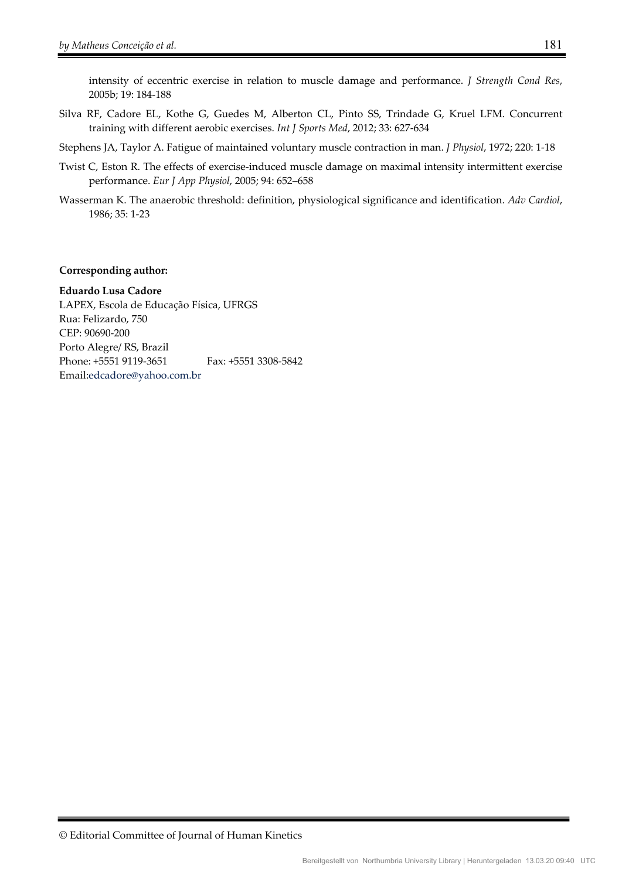intensity of eccentric exercise in relation to muscle damage and performance. *J Strength Cond Res*, 2005b; 19: 184-188

Silva RF, Cadore EL, Kothe G, Guedes M, Alberton CL, Pinto SS, Trindade G, Kruel LFM. Concurrent training with different aerobic exercises. *Int J Sports Med*, 2012; 33: 627-634

Stephens JA, Taylor A. Fatigue of maintained voluntary muscle contraction in man. *J Physiol*, 1972; 220: 1-18

Twist C, Eston R. The effects of exercise-induced muscle damage on maximal intensity intermittent exercise performance. *Eur J App Physiol*, 2005; 94: 652–658

Wasserman K. The anaerobic threshold: definition, physiological significance and identification. *Adv Cardiol*, 1986; 35: 1-23

**Corresponding author:**

**Eduardo Lusa Cadore**
LAPEX, Escola de Educação Física, UFRGS
Rua: Felizardo, 750
CEP: 90690-200
Porto Alegre/ RS, Brazil
Phone: +5551 9119-3651 Fax: +5551 3308-5842
Email:edcadore@yahoo.com.br

© Editorial Committee of Journal of Human Kinetics